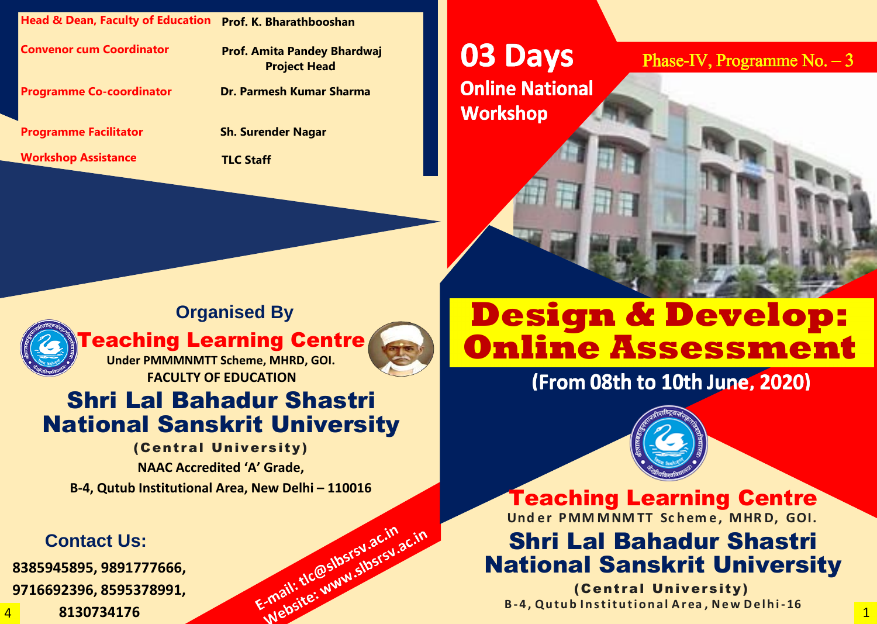| | |
|---|---|
| **Head & Dean, Faculty of Education** | **Prof. K. Bharathbooshan** |
| **Convenor cum Coordinator** | **Prof. Amita Pandey Bhardwaj** Project Head |
| **Programme Co-coordinator** | **Dr. Parmesh Kumar Sharma** |
| **Programme Facilitator** | **Sh. Surender Nagar** |
| **Workshop Assistance** | **TLC Staff** |

## Organised By

## Teaching Learning Centre

**Under PMMMNMTT Scheme, MHRD, GOI.**

**FACULTY OF EDUCATION**

# Shri Lal Bahadur Shastri National Sanskrit University

**(Central University)**

**NAAC Accredited 'A' Grade,**

**B-4, Qutub Institutional Area, New Delhi – 110016**

## Contact Us:

**8385945895, 9891777666, 9716692396, 8595378991, 8130734176**

E-mail: tlc@slbsrsv.ac.in

Website: www.slbsrsv.ac.in

---

## 03 Days Online National Workshop

Phase-IV, Programme No. – 3

# Design & Develop: Online Assessment

**(From 08th to 10th June, 2020)**

## Teaching Learning Centre

**Under PMMMNMTT Scheme, MHRD, GOI.**

# Shri Lal Bahadur Shastri National Sanskrit University

**(Central University)**

**B-4, Qutub Institutional Area, New Delhi-16**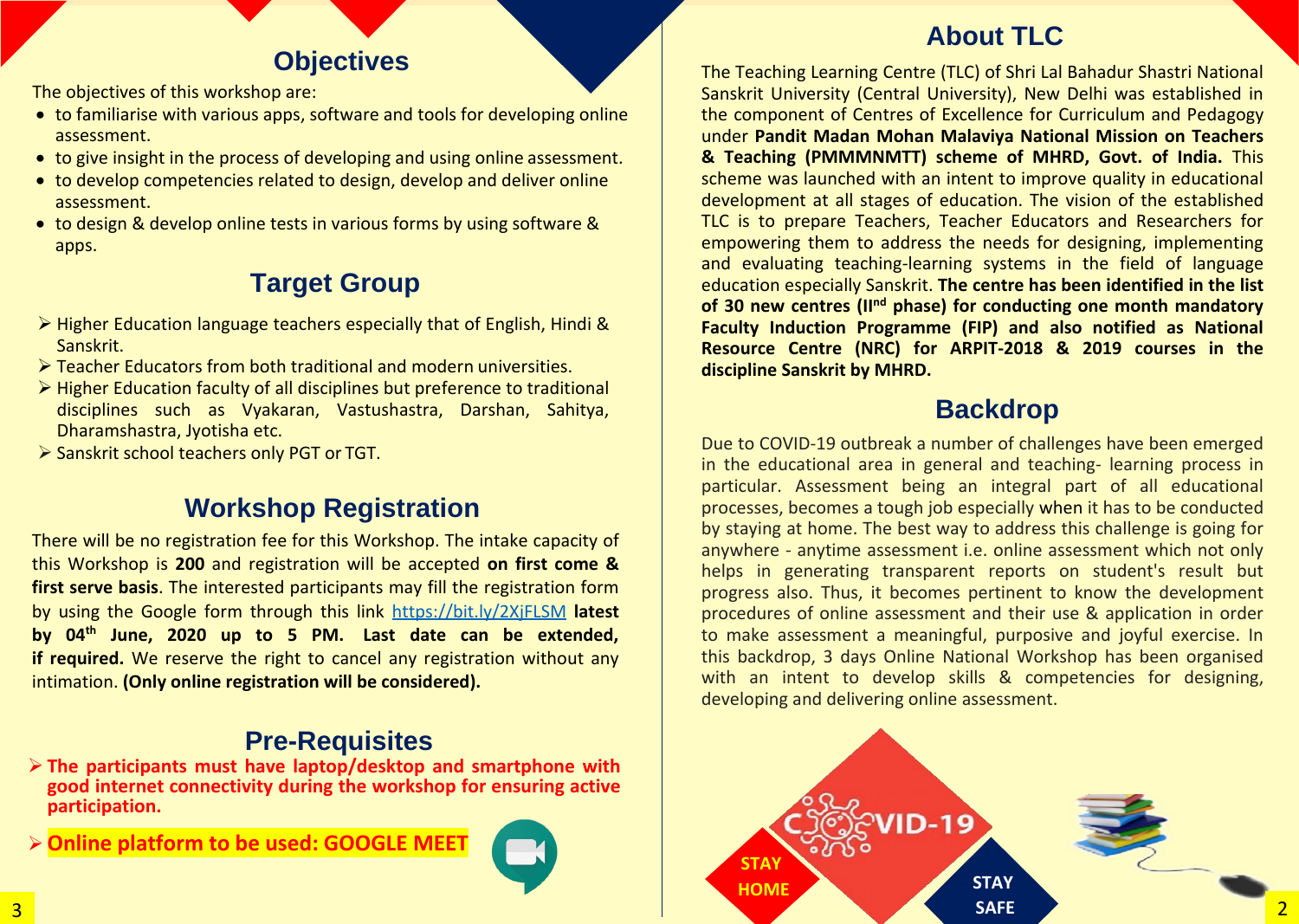## Objectives

The objectives of this workshop are:

- to familiarise with various apps, software and tools for developing online assessment.
- to give insight in the process of developing and using online assessment.
- to develop competencies related to design, develop and deliver online assessment.
- to design & develop online tests in various forms by using software & apps.

## Target Group

- Higher Education language teachers especially that of English, Hindi & Sanskrit.
- Teacher Educators from both traditional and modern universities.
- Higher Education faculty of all disciplines but preference to traditional disciplines such as Vyakaran, Vastushastra, Darshan, Sahitya, Dharamshastra, Jyotisha etc.
- Sanskrit school teachers only PGT or TGT.

## Workshop Registration

There will be no registration fee for this Workshop. The intake capacity of this Workshop is **200** and registration will be accepted **on first come & first serve basis**. The interested participants may fill the registration form by using the Google form through this link https://bit.ly/2XjFLSM **latest by 04th June, 2020 up to 5 PM. Last date can be extended, if required.** We reserve the right to cancel any registration without any intimation. **(Only online registration will be considered).**

## Pre-Requisites

- **The participants must have laptop/desktop and smartphone with good internet connectivity during the workshop for ensuring active participation.**
- **Online platform to be used: GOOGLE MEET**

## About TLC

The Teaching Learning Centre (TLC) of Shri Lal Bahadur Shastri National Sanskrit University (Central University), New Delhi was established in the component of Centres of Excellence for Curriculum and Pedagogy under **Pandit Madan Mohan Malaviya National Mission on Teachers & Teaching (PMMMNMTT) scheme of MHRD, Govt. of India.** This scheme was launched with an intent to improve quality in educational development at all stages of education. The vision of the established TLC is to prepare Teachers, Teacher Educators and Researchers for empowering them to address the needs for designing, implementing and evaluating teaching-learning systems in the field of language education especially Sanskrit. **The centre has been identified in the list of 30 new centres (IInd phase) for conducting one month mandatory Faculty Induction Programme (FIP) and also notified as National Resource Centre (NRC) for ARPIT-2018 & 2019 courses in the discipline Sanskrit by MHRD.**

## Backdrop

Due to COVID-19 outbreak a number of challenges have been emerged in the educational area in general and teaching- learning process in particular. Assessment being an integral part of all educational processes, becomes a tough job especially when it has to be conducted by staying at home. The best way to address this challenge is going for anywhere - anytime assessment i.e. online assessment which not only helps in generating transparent reports on student's result but progress also. Thus, it becomes pertinent to know the development procedures of online assessment and their use & application in order to make assessment a meaningful, purposive and joyful exercise. In this backdrop, 3 days Online National Workshop has been organised with an intent to develop skills & competencies for designing, developing and delivering online assessment.

COVID-19

STAY HOME

STAY SAFE